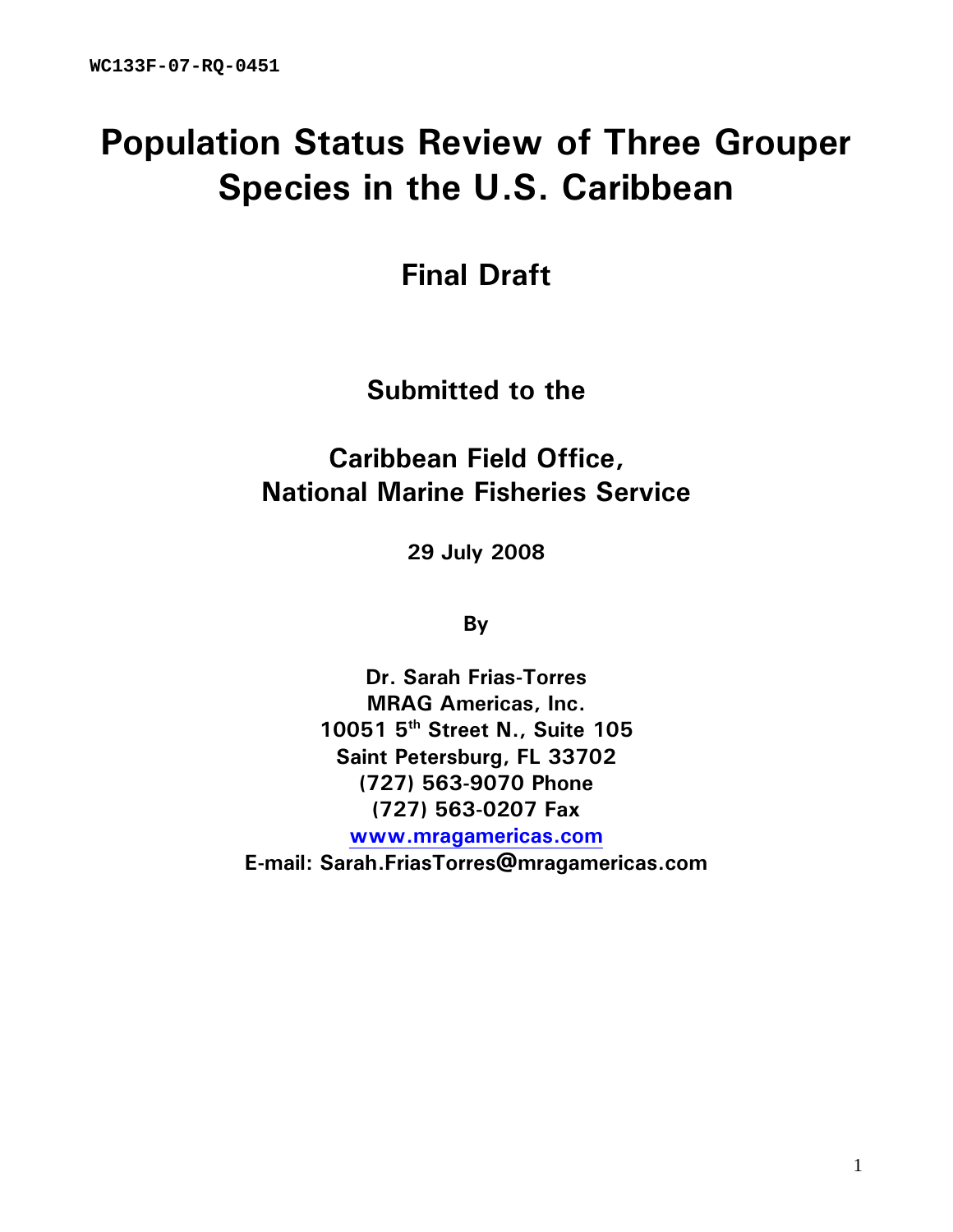WC133F-07-RQ-0451

# Population Status Review of Three Grouper Species in the U.S. Caribbean

## Final Draft

**Submitted to the**

## Caribbean Field Office, National Marine Fisheries Service

**29 July 2008**

**By**

**Dr. Sarah Frias-Torres**
**MRAG Americas, Inc.**
**10051 5th Street N., Suite 105**
**Saint Petersburg, FL 33702**
**(727) 563-9070 Phone**
**(727) 563-0207 Fax**
**www.mragamericas.com**
**E-mail: Sarah.FriasTorres@mragamericas.com**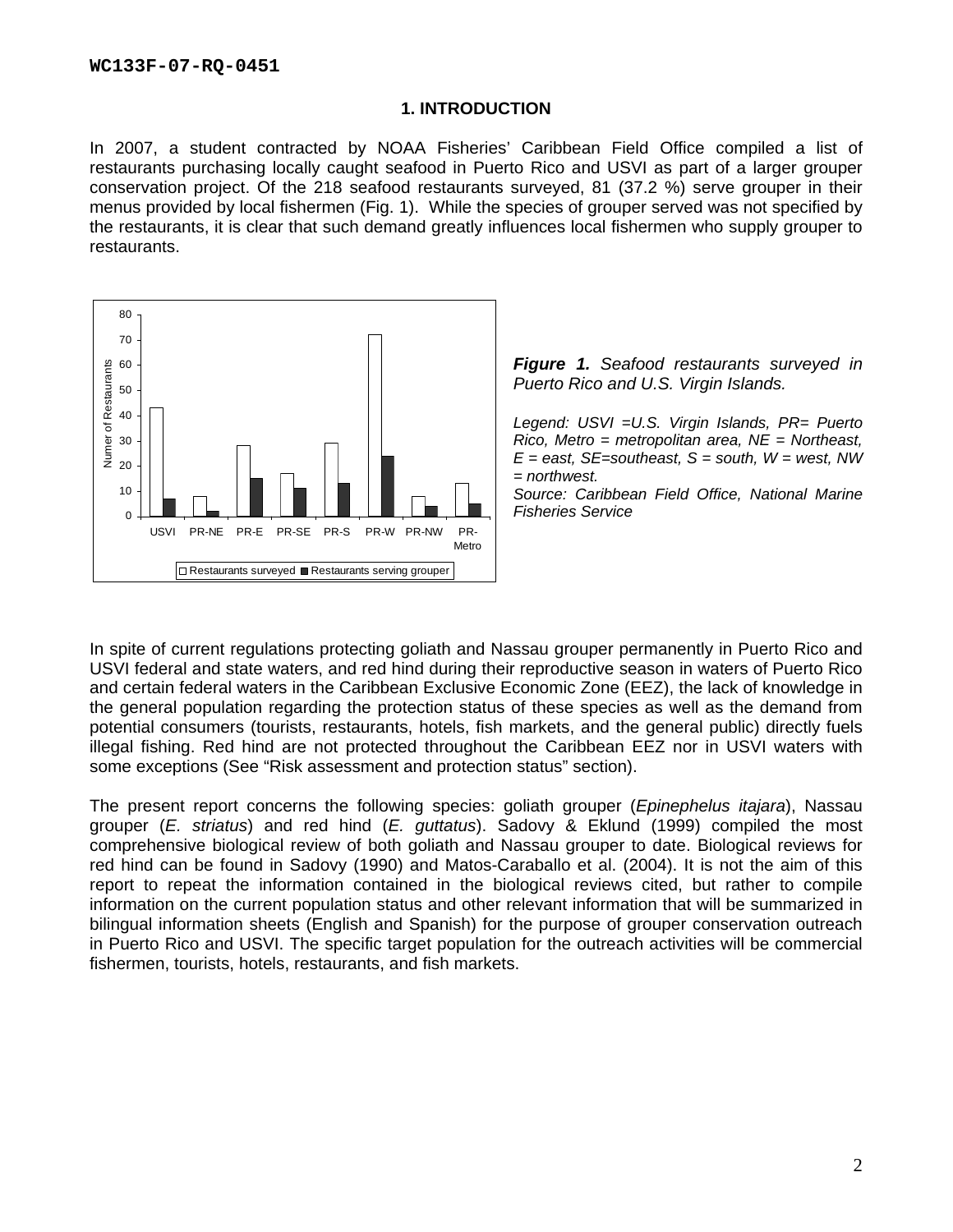## 1. INTRODUCTION

In 2007, a student contracted by NOAA Fisheries' Caribbean Field Office compiled a list of restaurants purchasing locally caught seafood in Puerto Rico and USVI as part of a larger grouper conservation project. Of the 218 seafood restaurants surveyed, 81 (37.2 %) serve grouper in their menus provided by local fishermen (Fig. 1). While the species of grouper served was not specified by the restaurants, it is clear that such demand greatly influences local fishermen who supply grouper to restaurants.

***Figure 1.*** *Seafood restaurants surveyed in Puerto Rico and U.S. Virgin Islands.*

*Legend: USVI =U.S. Virgin Islands, PR= Puerto Rico, Metro = metropolitan area, NE = Northeast, E = east, SE=southeast, S = south, W = west, NW = northwest.*
*Source: Caribbean Field Office, National Marine Fisheries Service*

In spite of current regulations protecting goliath and Nassau grouper permanently in Puerto Rico and USVI federal and state waters, and red hind during their reproductive season in waters of Puerto Rico and certain federal waters in the Caribbean Exclusive Economic Zone (EEZ), the lack of knowledge in the general population regarding the protection status of these species as well as the demand from potential consumers (tourists, restaurants, hotels, fish markets, and the general public) directly fuels illegal fishing. Red hind are not protected throughout the Caribbean EEZ nor in USVI waters with some exceptions (See "Risk assessment and protection status" section).

The present report concerns the following species: goliath grouper (*Epinephelus itajara*), Nassau grouper (*E. striatus*) and red hind (*E. guttatus*). Sadovy & Eklund (1999) compiled the most comprehensive biological review of both goliath and Nassau grouper to date. Biological reviews for red hind can be found in Sadovy (1990) and Matos-Caraballo et al. (2004). It is not the aim of this report to repeat the information contained in the biological reviews cited, but rather to compile information on the current population status and other relevant information that will be summarized in bilingual information sheets (English and Spanish) for the purpose of grouper conservation outreach in Puerto Rico and USVI. The specific target population for the outreach activities will be commercial fishermen, tourists, hotels, restaurants, and fish markets.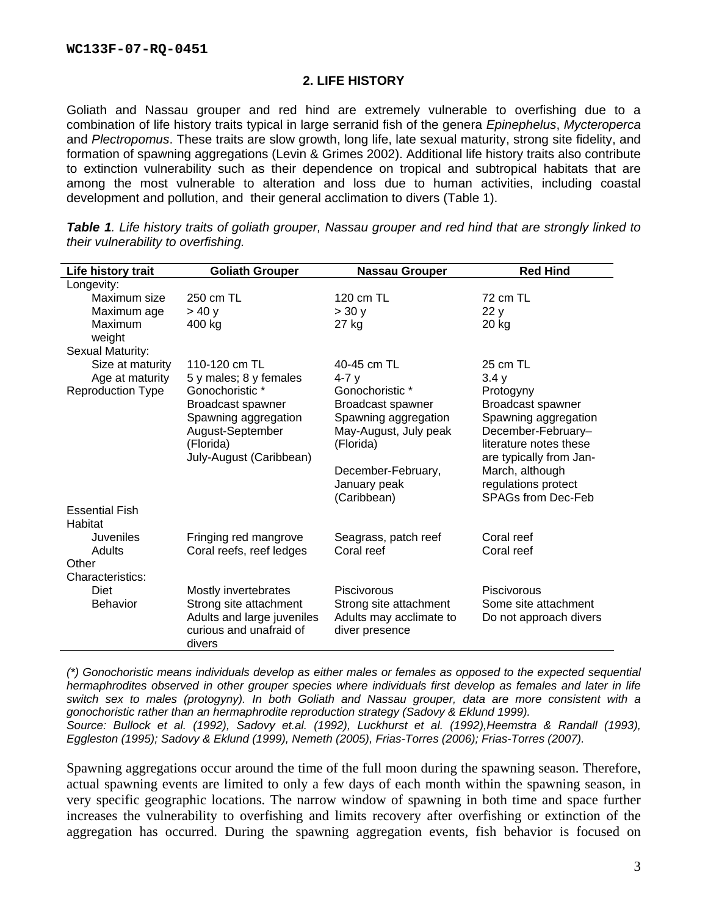## 2. LIFE HISTORY

Goliath and Nassau grouper and red hind are extremely vulnerable to overfishing due to a combination of life history traits typical in large serranid fish of the genera *Epinephelus*, *Mycteroperca* and *Plectropomus*. These traits are slow growth, long life, late sexual maturity, strong site fidelity, and formation of spawning aggregations (Levin & Grimes 2002). Additional life history traits also contribute to extinction vulnerability such as their dependence on tropical and subtropical habitats that are among the most vulnerable to alteration and loss due to human activities, including coastal development and pollution, and their general acclimation to divers (Table 1).

***Table 1**. Life history traits of goliath grouper, Nassau grouper and red hind that are strongly linked to their vulnerability to overfishing.*

| Life history trait | Goliath Grouper | Nassau Grouper | Red Hind |
|---|---|---|---|
| Longevity: | | | |
| Maximum size | 250 cm TL | 120 cm TL | 72 cm TL |
| Maximum age | > 40 y | > 30 y | 22 y |
| Maximum weight | 400 kg | 27 kg | 20 kg |
| Sexual Maturity: | | | |
| Size at maturity | 110-120 cm TL | 40-45 cm TL | 25 cm TL |
| Age at maturity | 5 y males; 8 y females | 4-7 y | 3.4 y |
| Reproduction Type | Gonochoristic * Broadcast spawner Spawning aggregation August-September (Florida) July-August (Caribbean) | Gonochoristic * Broadcast spawner Spawning aggregation May-August, July peak (Florida) December-February, January peak (Caribbean) | Protogyny Broadcast spawner Spawning aggregation December-February– literature notes these are typically from Jan-March, although regulations protect SPAGs from Dec-Feb |
| Essential Fish Habitat | | | |
| Juveniles | Fringing red mangrove | Seagrass, patch reef | Coral reef |
| Adults | Coral reefs, reef ledges | Coral reef | Coral reef |
| Other Characteristics: | | | |
| Diet | Mostly invertebrates | Piscivorous | Piscivorous |
| Behavior | Strong site attachment Adults and large juveniles curious and unafraid of divers | Strong site attachment Adults may acclimate to diver presence | Some site attachment Do not approach divers |

*(\*) Gonochoristic means individuals develop as either males or females as opposed to the expected sequential hermaphrodites observed in other grouper species where individuals first develop as females and later in life switch sex to males (protogyny). In both Goliath and Nassau grouper, data are more consistent with a gonochoristic rather than an hermaphrodite reproduction strategy (Sadovy & Eklund 1999).*
*Source: Bullock et al. (1992), Sadovy et.al. (1992), Luckhurst et al. (1992),Heemstra & Randall (1993), Eggleston (1995); Sadovy & Eklund (1999), Nemeth (2005), Frias-Torres (2006); Frias-Torres (2007).*

Spawning aggregations occur around the time of the full moon during the spawning season. Therefore, actual spawning events are limited to only a few days of each month within the spawning season, in very specific geographic locations. The narrow window of spawning in both time and space further increases the vulnerability to overfishing and limits recovery after overfishing or extinction of the aggregation has occurred. During the spawning aggregation events, fish behavior is focused on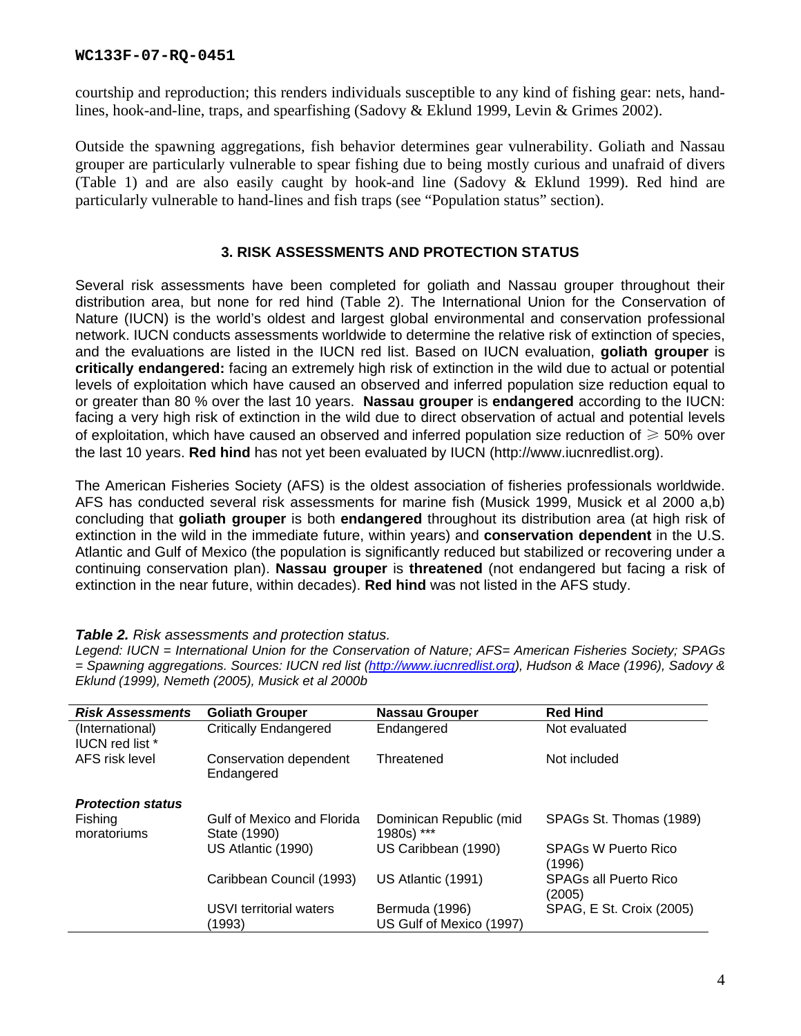courtship and reproduction; this renders individuals susceptible to any kind of fishing gear: nets, hand-lines, hook-and-line, traps, and spearfishing (Sadovy & Eklund 1999, Levin & Grimes 2002).

Outside the spawning aggregations, fish behavior determines gear vulnerability. Goliath and Nassau grouper are particularly vulnerable to spear fishing due to being mostly curious and unafraid of divers (Table 1) and are also easily caught by hook-and line (Sadovy & Eklund 1999). Red hind are particularly vulnerable to hand-lines and fish traps (see "Population status" section).

## 3. RISK ASSESSMENTS AND PROTECTION STATUS

Several risk assessments have been completed for goliath and Nassau grouper throughout their distribution area, but none for red hind (Table 2). The International Union for the Conservation of Nature (IUCN) is the world's oldest and largest global environmental and conservation professional network. IUCN conducts assessments worldwide to determine the relative risk of extinction of species, and the evaluations are listed in the IUCN red list. Based on IUCN evaluation, **goliath grouper** is **critically endangered:** facing an extremely high risk of extinction in the wild due to actual or potential levels of exploitation which have caused an observed and inferred population size reduction equal to or greater than 80 % over the last 10 years. **Nassau grouper** is **endangered** according to the IUCN: facing a very high risk of extinction in the wild due to direct observation of actual and potential levels of exploitation, which have caused an observed and inferred population size reduction of ≥ 50% over the last 10 years. **Red hind** has not yet been evaluated by IUCN (http://www.iucnredlist.org).

The American Fisheries Society (AFS) is the oldest association of fisheries professionals worldwide. AFS has conducted several risk assessments for marine fish (Musick 1999, Musick et al 2000 a,b) concluding that **goliath grouper** is both **endangered** throughout its distribution area (at high risk of extinction in the wild in the immediate future, within years) and **conservation dependent** in the U.S. Atlantic and Gulf of Mexico (the population is significantly reduced but stabilized or recovering under a continuing conservation plan). **Nassau grouper** is **threatened** (not endangered but facing a risk of extinction in the near future, within decades). **Red hind** was not listed in the AFS study.

***Table 2.*** *Risk assessments and protection status.*
*Legend: IUCN = International Union for the Conservation of Nature; AFS= American Fisheries Society; SPAGs = Spawning aggregations. Sources: IUCN red list (http://www.iucnredlist.org), Hudson & Mace (1996), Sadovy & Eklund (1999), Nemeth (2005), Musick et al 2000b*

| ***Risk Assessments*** | **Goliath Grouper** | **Nassau Grouper** | **Red Hind** |
|---|---|---|---|
| (International) IUCN red list * | Critically Endangered | Endangered | Not evaluated |
| AFS risk level | Conservation dependent Endangered | Threatened | Not included |
| ***Protection status*** | | | |
| Fishing moratoriums | Gulf of Mexico and Florida State (1990) | Dominican Republic (mid 1980s) *** | SPAGs St. Thomas (1989) |
| | US Atlantic (1990) | US Caribbean (1990) | SPAGs W Puerto Rico (1996) |
| | Caribbean Council (1993) | US Atlantic (1991) | SPAGs all Puerto Rico (2005) |
| | USVI territorial waters (1993) | Bermuda (1996) US Gulf of Mexico (1997) | SPAG, E St. Croix (2005) |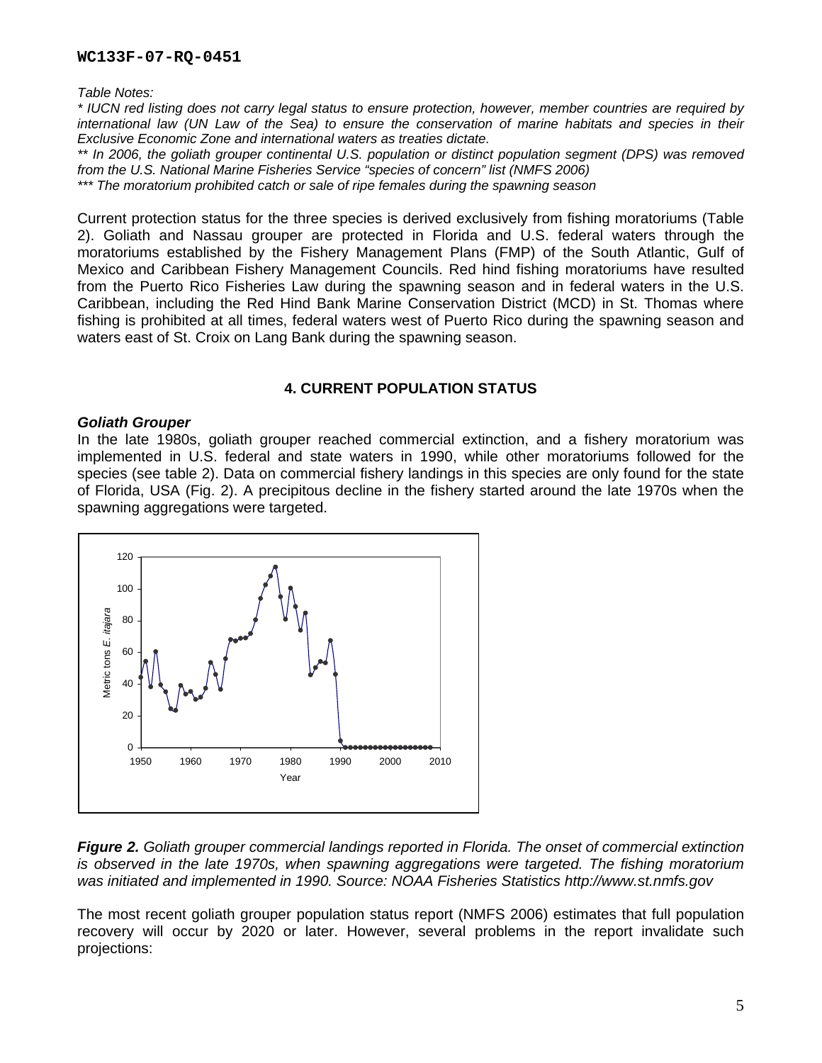*Table Notes:*

*\* IUCN red listing does not carry legal status to ensure protection, however, member countries are required by international law (UN Law of the Sea) to ensure the conservation of marine habitats and species in their Exclusive Economic Zone and international waters as treaties dictate.*

*\*\* In 2006, the goliath grouper continental U.S. population or distinct population segment (DPS) was removed from the U.S. National Marine Fisheries Service "species of concern" list (NMFS 2006)*

*\*\*\* The moratorium prohibited catch or sale of ripe females during the spawning season*

Current protection status for the three species is derived exclusively from fishing moratoriums (Table 2). Goliath and Nassau grouper are protected in Florida and U.S. federal waters through the moratoriums established by the Fishery Management Plans (FMP) of the South Atlantic, Gulf of Mexico and Caribbean Fishery Management Councils. Red hind fishing moratoriums have resulted from the Puerto Rico Fisheries Law during the spawning season and in federal waters in the U.S. Caribbean, including the Red Hind Bank Marine Conservation District (MCD) in St. Thomas where fishing is prohibited at all times, federal waters west of Puerto Rico during the spawning season and waters east of St. Croix on Lang Bank during the spawning season.

## 4. CURRENT POPULATION STATUS

### *Goliath Grouper*

In the late 1980s, goliath grouper reached commercial extinction, and a fishery moratorium was implemented in U.S. federal and state waters in 1990, while other moratoriums followed for the species (see table 2). Data on commercial fishery landings in this species are only found for the state of Florida, USA (Fig. 2). A precipitous decline in the fishery started around the late 1970s when the spawning aggregations were targeted.

***Figure 2.*** *Goliath grouper commercial landings reported in Florida. The onset of commercial extinction is observed in the late 1970s, when spawning aggregations were targeted. The fishing moratorium was initiated and implemented in 1990. Source: NOAA Fisheries Statistics http://www.st.nmfs.gov*

The most recent goliath grouper population status report (NMFS 2006) estimates that full population recovery will occur by 2020 or later. However, several problems in the report invalidate such projections: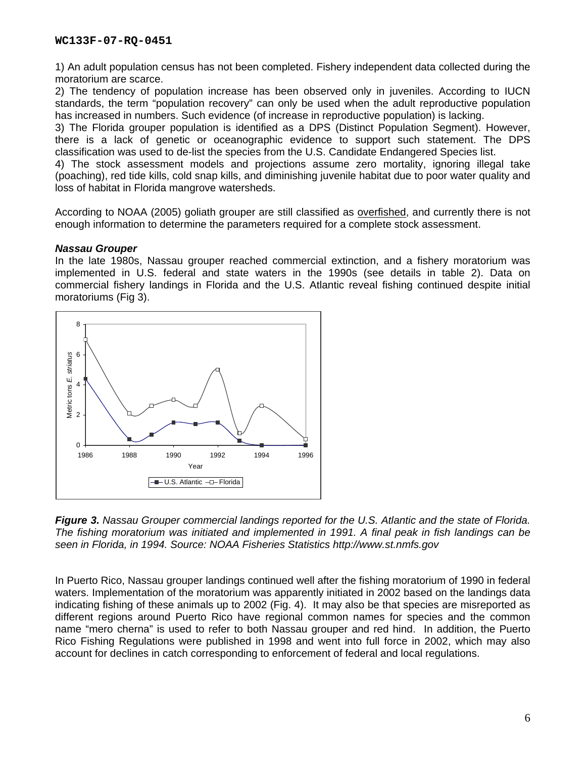1) An adult population census has not been completed. Fishery independent data collected during the moratorium are scarce.
2) The tendency of population increase has been observed only in juveniles. According to IUCN standards, the term "population recovery" can only be used when the adult reproductive population has increased in numbers. Such evidence (of increase in reproductive population) is lacking.
3) The Florida grouper population is identified as a DPS (Distinct Population Segment). However, there is a lack of genetic or oceanographic evidence to support such statement. The DPS classification was used to de-list the species from the U.S. Candidate Endangered Species list.
4) The stock assessment models and projections assume zero mortality, ignoring illegal take (poaching), red tide kills, cold snap kills, and diminishing juvenile habitat due to poor water quality and loss of habitat in Florida mangrove watersheds.

According to NOAA (2005) goliath grouper are still classified as overfished, and currently there is not enough information to determine the parameters required for a complete stock assessment.

***Nassau Grouper***

In the late 1980s, Nassau grouper reached commercial extinction, and a fishery moratorium was implemented in U.S. federal and state waters in the 1990s (see details in table 2). Data on commercial fishery landings in Florida and the U.S. Atlantic reveal fishing continued despite initial moratoriums (Fig 3).

***Figure 3.*** *Nassau Grouper commercial landings reported for the U.S. Atlantic and the state of Florida. The fishing moratorium was initiated and implemented in 1991. A final peak in fish landings can be seen in Florida, in 1994. Source: NOAA Fisheries Statistics http://www.st.nmfs.gov*

In Puerto Rico, Nassau grouper landings continued well after the fishing moratorium of 1990 in federal waters. Implementation of the moratorium was apparently initiated in 2002 based on the landings data indicating fishing of these animals up to 2002 (Fig. 4). It may also be that species are misreported as different regions around Puerto Rico have regional common names for species and the common name "mero cherna" is used to refer to both Nassau grouper and red hind. In addition, the Puerto Rico Fishing Regulations were published in 1998 and went into full force in 2002, which may also account for declines in catch corresponding to enforcement of federal and local regulations.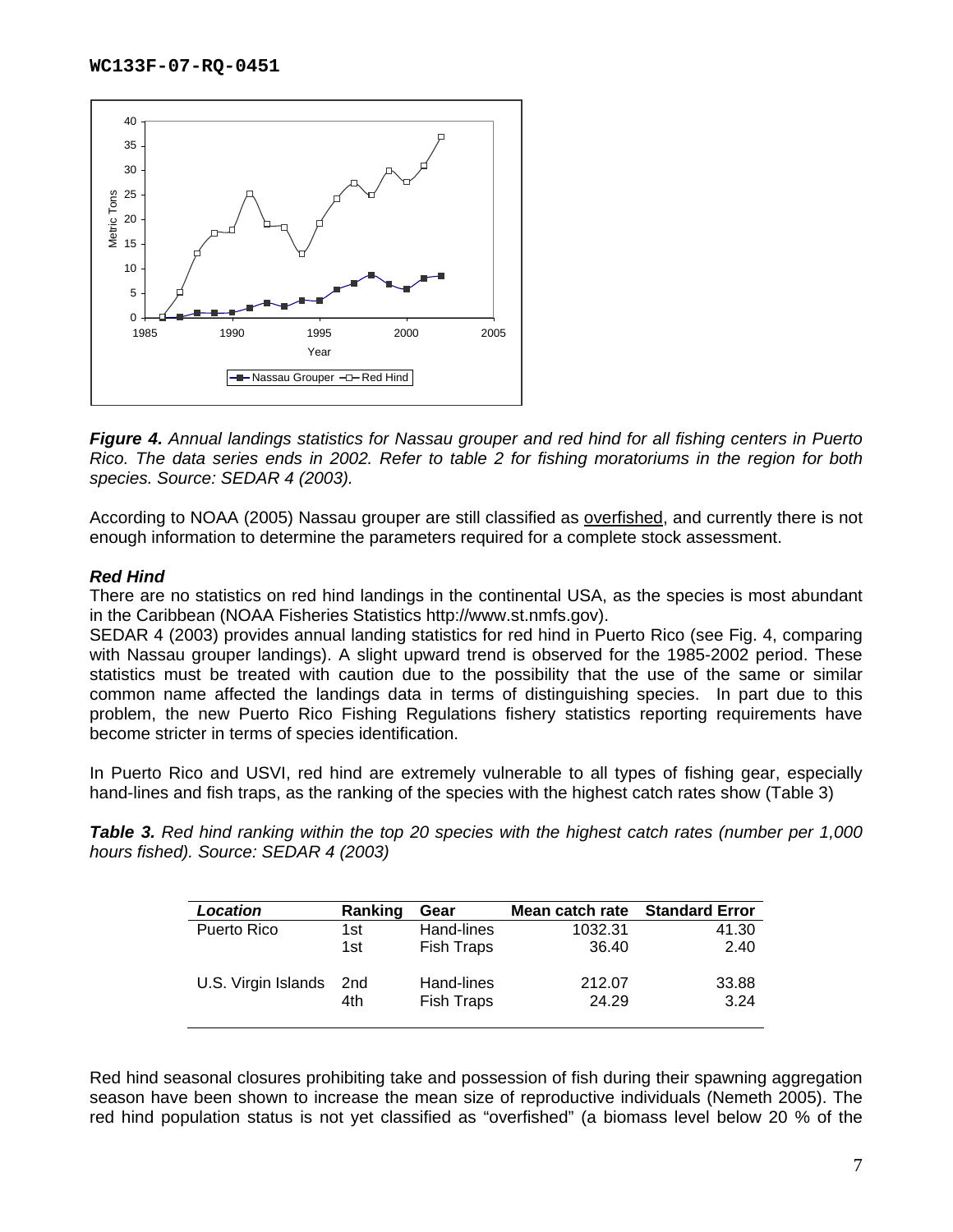*Figure 4. Annual landings statistics for Nassau grouper and red hind for all fishing centers in Puerto Rico. The data series ends in 2002. Refer to table 2 for fishing moratoriums in the region for both species. Source: SEDAR 4 (2003).*

According to NOAA (2005) Nassau grouper are still classified as overfished, and currently there is not enough information to determine the parameters required for a complete stock assessment.

***Red Hind***

There are no statistics on red hind landings in the continental USA, as the species is most abundant in the Caribbean (NOAA Fisheries Statistics http://www.st.nmfs.gov).

SEDAR 4 (2003) provides annual landing statistics for red hind in Puerto Rico (see Fig. 4, comparing with Nassau grouper landings). A slight upward trend is observed for the 1985-2002 period. These statistics must be treated with caution due to the possibility that the use of the same or similar common name affected the landings data in terms of distinguishing species. In part due to this problem, the new Puerto Rico Fishing Regulations fishery statistics reporting requirements have become stricter in terms of species identification.

In Puerto Rico and USVI, red hind are extremely vulnerable to all types of fishing gear, especially hand-lines and fish traps, as the ranking of the species with the highest catch rates show (Table 3)

***Table 3.*** *Red hind ranking within the top 20 species with the highest catch rates (number per 1,000 hours fished). Source: SEDAR 4 (2003)*

| *Location* | Ranking | Gear | Mean catch rate | Standard Error |
|---|---|---|---|---|
| Puerto Rico | 1st | Hand-lines | 1032.31 | 41.30 |
| | 1st | Fish Traps | 36.40 | 2.40 |
| U.S. Virgin Islands | 2nd | Hand-lines | 212.07 | 33.88 |
| | 4th | Fish Traps | 24.29 | 3.24 |

Red hind seasonal closures prohibiting take and possession of fish during their spawning aggregation season have been shown to increase the mean size of reproductive individuals (Nemeth 2005). The red hind population status is not yet classified as "overfished" (a biomass level below 20 % of the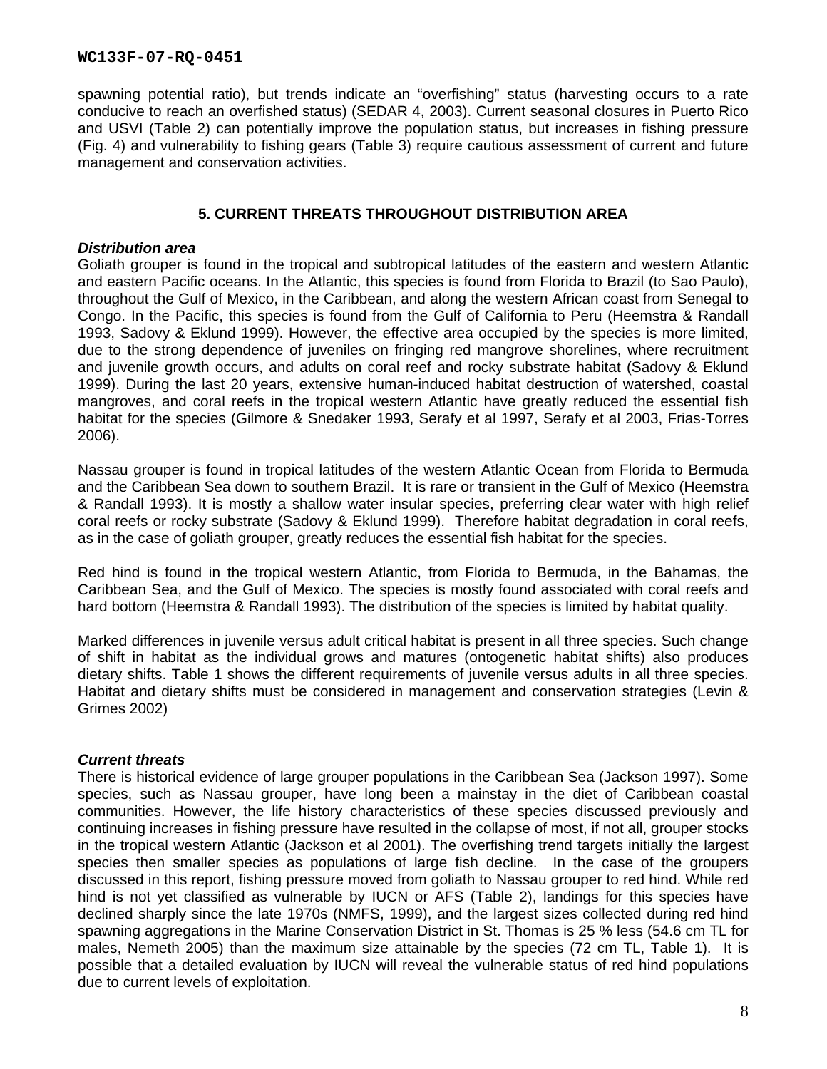spawning potential ratio), but trends indicate an "overfishing" status (harvesting occurs to a rate conducive to reach an overfished status) (SEDAR 4, 2003). Current seasonal closures in Puerto Rico and USVI (Table 2) can potentially improve the population status, but increases in fishing pressure (Fig. 4) and vulnerability to fishing gears (Table 3) require cautious assessment of current and future management and conservation activities.

## 5. CURRENT THREATS THROUGHOUT DISTRIBUTION AREA

***Distribution area***

Goliath grouper is found in the tropical and subtropical latitudes of the eastern and western Atlantic and eastern Pacific oceans. In the Atlantic, this species is found from Florida to Brazil (to Sao Paulo), throughout the Gulf of Mexico, in the Caribbean, and along the western African coast from Senegal to Congo. In the Pacific, this species is found from the Gulf of California to Peru (Heemstra & Randall 1993, Sadovy & Eklund 1999). However, the effective area occupied by the species is more limited, due to the strong dependence of juveniles on fringing red mangrove shorelines, where recruitment and juvenile growth occurs, and adults on coral reef and rocky substrate habitat (Sadovy & Eklund 1999). During the last 20 years, extensive human-induced habitat destruction of watershed, coastal mangroves, and coral reefs in the tropical western Atlantic have greatly reduced the essential fish habitat for the species (Gilmore & Snedaker 1993, Serafy et al 1997, Serafy et al 2003, Frias-Torres 2006).

Nassau grouper is found in tropical latitudes of the western Atlantic Ocean from Florida to Bermuda and the Caribbean Sea down to southern Brazil. It is rare or transient in the Gulf of Mexico (Heemstra & Randall 1993). It is mostly a shallow water insular species, preferring clear water with high relief coral reefs or rocky substrate (Sadovy & Eklund 1999). Therefore habitat degradation in coral reefs, as in the case of goliath grouper, greatly reduces the essential fish habitat for the species.

Red hind is found in the tropical western Atlantic, from Florida to Bermuda, in the Bahamas, the Caribbean Sea, and the Gulf of Mexico. The species is mostly found associated with coral reefs and hard bottom (Heemstra & Randall 1993). The distribution of the species is limited by habitat quality.

Marked differences in juvenile versus adult critical habitat is present in all three species. Such change of shift in habitat as the individual grows and matures (ontogenetic habitat shifts) also produces dietary shifts. Table 1 shows the different requirements of juvenile versus adults in all three species. Habitat and dietary shifts must be considered in management and conservation strategies (Levin & Grimes 2002)

***Current threats***

There is historical evidence of large grouper populations in the Caribbean Sea (Jackson 1997). Some species, such as Nassau grouper, have long been a mainstay in the diet of Caribbean coastal communities. However, the life history characteristics of these species discussed previously and continuing increases in fishing pressure have resulted in the collapse of most, if not all, grouper stocks in the tropical western Atlantic (Jackson et al 2001). The overfishing trend targets initially the largest species then smaller species as populations of large fish decline. In the case of the groupers discussed in this report, fishing pressure moved from goliath to Nassau grouper to red hind. While red hind is not yet classified as vulnerable by IUCN or AFS (Table 2), landings for this species have declined sharply since the late 1970s (NMFS, 1999), and the largest sizes collected during red hind spawning aggregations in the Marine Conservation District in St. Thomas is 25 % less (54.6 cm TL for males, Nemeth 2005) than the maximum size attainable by the species (72 cm TL, Table 1). It is possible that a detailed evaluation by IUCN will reveal the vulnerable status of red hind populations due to current levels of exploitation.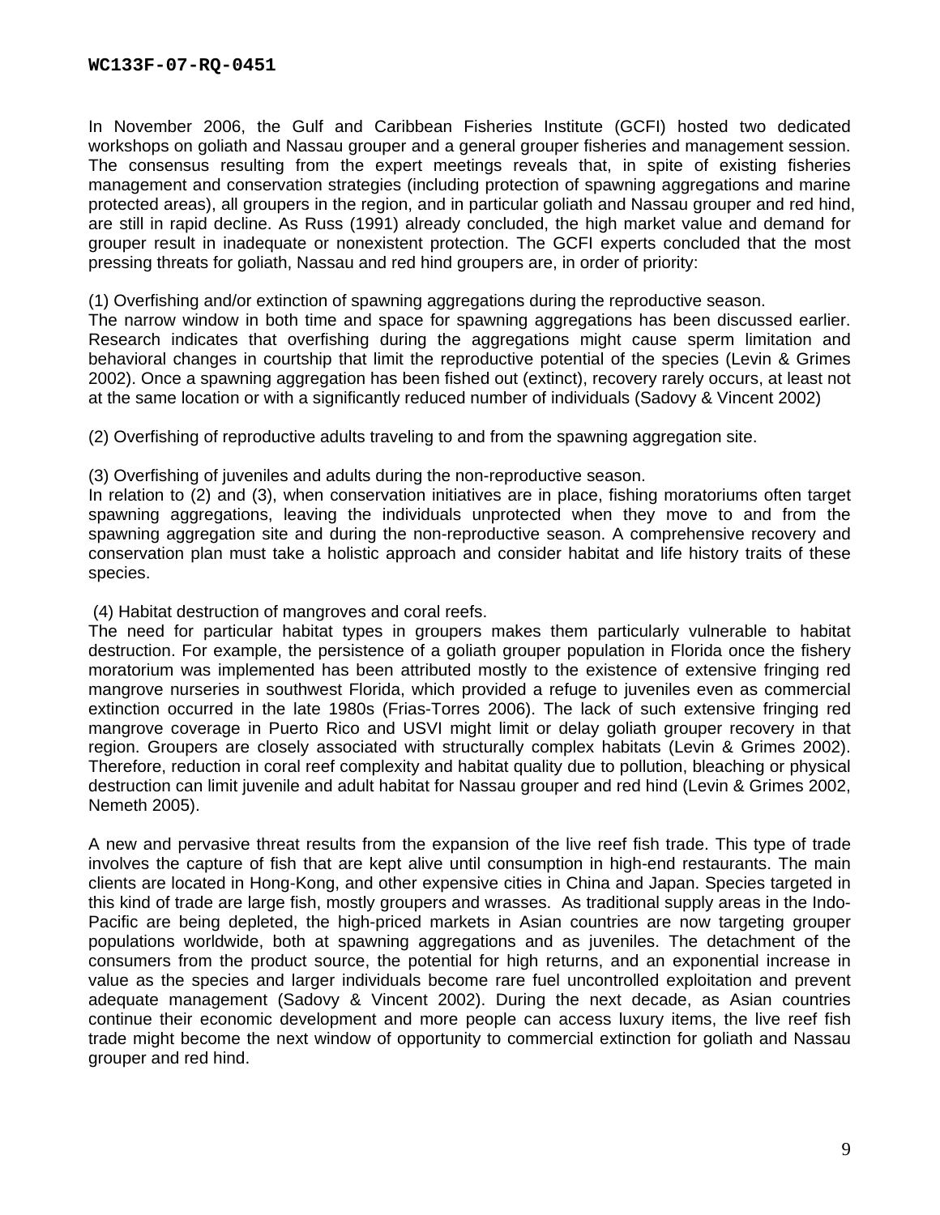In November 2006, the Gulf and Caribbean Fisheries Institute (GCFI) hosted two dedicated workshops on goliath and Nassau grouper and a general grouper fisheries and management session. The consensus resulting from the expert meetings reveals that, in spite of existing fisheries management and conservation strategies (including protection of spawning aggregations and marine protected areas), all groupers in the region, and in particular goliath and Nassau grouper and red hind, are still in rapid decline. As Russ (1991) already concluded, the high market value and demand for grouper result in inadequate or nonexistent protection. The GCFI experts concluded that the most pressing threats for goliath, Nassau and red hind groupers are, in order of priority:

(1) Overfishing and/or extinction of spawning aggregations during the reproductive season.
The narrow window in both time and space for spawning aggregations has been discussed earlier. Research indicates that overfishing during the aggregations might cause sperm limitation and behavioral changes in courtship that limit the reproductive potential of the species (Levin & Grimes 2002). Once a spawning aggregation has been fished out (extinct), recovery rarely occurs, at least not at the same location or with a significantly reduced number of individuals (Sadovy & Vincent 2002)

(2) Overfishing of reproductive adults traveling to and from the spawning aggregation site.

(3) Overfishing of juveniles and adults during the non-reproductive season.
In relation to (2) and (3), when conservation initiatives are in place, fishing moratoriums often target spawning aggregations, leaving the individuals unprotected when they move to and from the spawning aggregation site and during the non-reproductive season. A comprehensive recovery and conservation plan must take a holistic approach and consider habitat and life history traits of these species.

(4) Habitat destruction of mangroves and coral reefs.
The need for particular habitat types in groupers makes them particularly vulnerable to habitat destruction. For example, the persistence of a goliath grouper population in Florida once the fishery moratorium was implemented has been attributed mostly to the existence of extensive fringing red mangrove nurseries in southwest Florida, which provided a refuge to juveniles even as commercial extinction occurred in the late 1980s (Frias-Torres 2006). The lack of such extensive fringing red mangrove coverage in Puerto Rico and USVI might limit or delay goliath grouper recovery in that region. Groupers are closely associated with structurally complex habitats (Levin & Grimes 2002). Therefore, reduction in coral reef complexity and habitat quality due to pollution, bleaching or physical destruction can limit juvenile and adult habitat for Nassau grouper and red hind (Levin & Grimes 2002, Nemeth 2005).

A new and pervasive threat results from the expansion of the live reef fish trade. This type of trade involves the capture of fish that are kept alive until consumption in high-end restaurants. The main clients are located in Hong-Kong, and other expensive cities in China and Japan. Species targeted in this kind of trade are large fish, mostly groupers and wrasses. As traditional supply areas in the Indo-Pacific are being depleted, the high-priced markets in Asian countries are now targeting grouper populations worldwide, both at spawning aggregations and as juveniles. The detachment of the consumers from the product source, the potential for high returns, and an exponential increase in value as the species and larger individuals become rare fuel uncontrolled exploitation and prevent adequate management (Sadovy & Vincent 2002). During the next decade, as Asian countries continue their economic development and more people can access luxury items, the live reef fish trade might become the next window of opportunity to commercial extinction for goliath and Nassau grouper and red hind.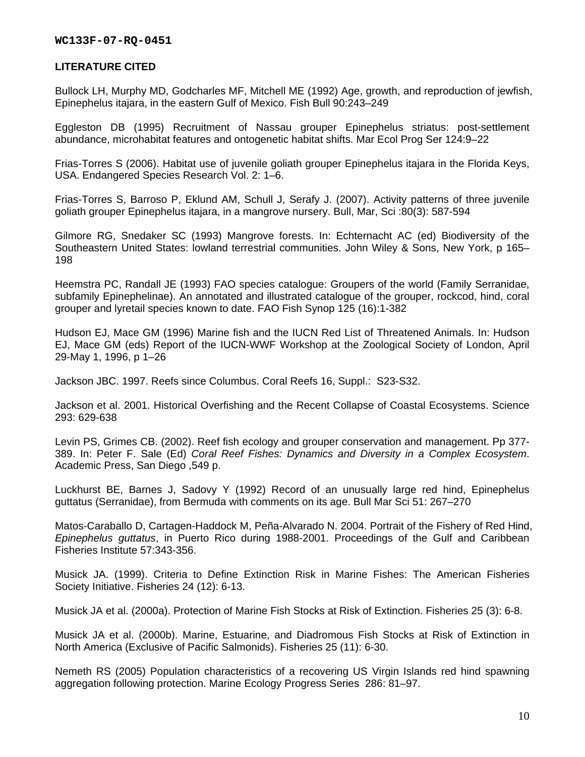**WC133F-07-RQ-0451**

## LITERATURE CITED

Bullock LH, Murphy MD, Godcharles MF, Mitchell ME (1992) Age, growth, and reproduction of jewfish, Epinephelus itajara, in the eastern Gulf of Mexico. Fish Bull 90:243–249

Eggleston DB (1995) Recruitment of Nassau grouper Epinephelus striatus: post-settlement abundance, microhabitat features and ontogenetic habitat shifts. Mar Ecol Prog Ser 124:9–22

Frias-Torres S (2006). Habitat use of juvenile goliath grouper Epinephelus itajara in the Florida Keys, USA. Endangered Species Research Vol. 2: 1–6.

Frias-Torres S, Barroso P, Eklund AM, Schull J, Serafy J. (2007). Activity patterns of three juvenile goliath grouper Epinephelus itajara, in a mangrove nursery. Bull, Mar, Sci :80(3): 587-594

Gilmore RG, Snedaker SC (1993) Mangrove forests. In: Echternacht AC (ed) Biodiversity of the Southeastern United States: lowland terrestrial communities. John Wiley & Sons, New York, p 165–198

Heemstra PC, Randall JE (1993) FAO species catalogue: Groupers of the world (Family Serranidae, subfamily Epinephelinae). An annotated and illustrated catalogue of the grouper, rockcod, hind, coral grouper and lyretail species known to date. FAO Fish Synop 125 (16):1-382

Hudson EJ, Mace GM (1996) Marine fish and the IUCN Red List of Threatened Animals. In: Hudson EJ, Mace GM (eds) Report of the IUCN-WWF Workshop at the Zoological Society of London, April 29-May 1, 1996, p 1–26

Jackson JBC. 1997. Reefs since Columbus. Coral Reefs 16, Suppl.: S23-S32.

Jackson et al. 2001. Historical Overfishing and the Recent Collapse of Coastal Ecosystems. Science 293: 629-638

Levin PS, Grimes CB. (2002). Reef fish ecology and grouper conservation and management. Pp 377-389. In: Peter F. Sale (Ed) *Coral Reef Fishes: Dynamics and Diversity in a Complex Ecosystem*. Academic Press, San Diego ,549 p.

Luckhurst BE, Barnes J, Sadovy Y (1992) Record of an unusually large red hind, Epinephelus guttatus (Serranidae), from Bermuda with comments on its age. Bull Mar Sci 51: 267–270

Matos-Caraballo D, Cartagen-Haddock M, Peña-Alvarado N. 2004. Portrait of the Fishery of Red Hind, *Epinephelus guttatus*, in Puerto Rico during 1988-2001. Proceedings of the Gulf and Caribbean Fisheries Institute 57:343-356.

Musick JA. (1999). Criteria to Define Extinction Risk in Marine Fishes: The American Fisheries Society Initiative. Fisheries 24 (12): 6-13.

Musick JA et al. (2000a). Protection of Marine Fish Stocks at Risk of Extinction. Fisheries 25 (3): 6-8.

Musick JA et al. (2000b). Marine, Estuarine, and Diadromous Fish Stocks at Risk of Extinction in North America (Exclusive of Pacific Salmonids). Fisheries 25 (11): 6-30.

Nemeth RS (2005) Population characteristics of a recovering US Virgin Islands red hind spawning aggregation following protection. Marine Ecology Progress Series 286: 81–97.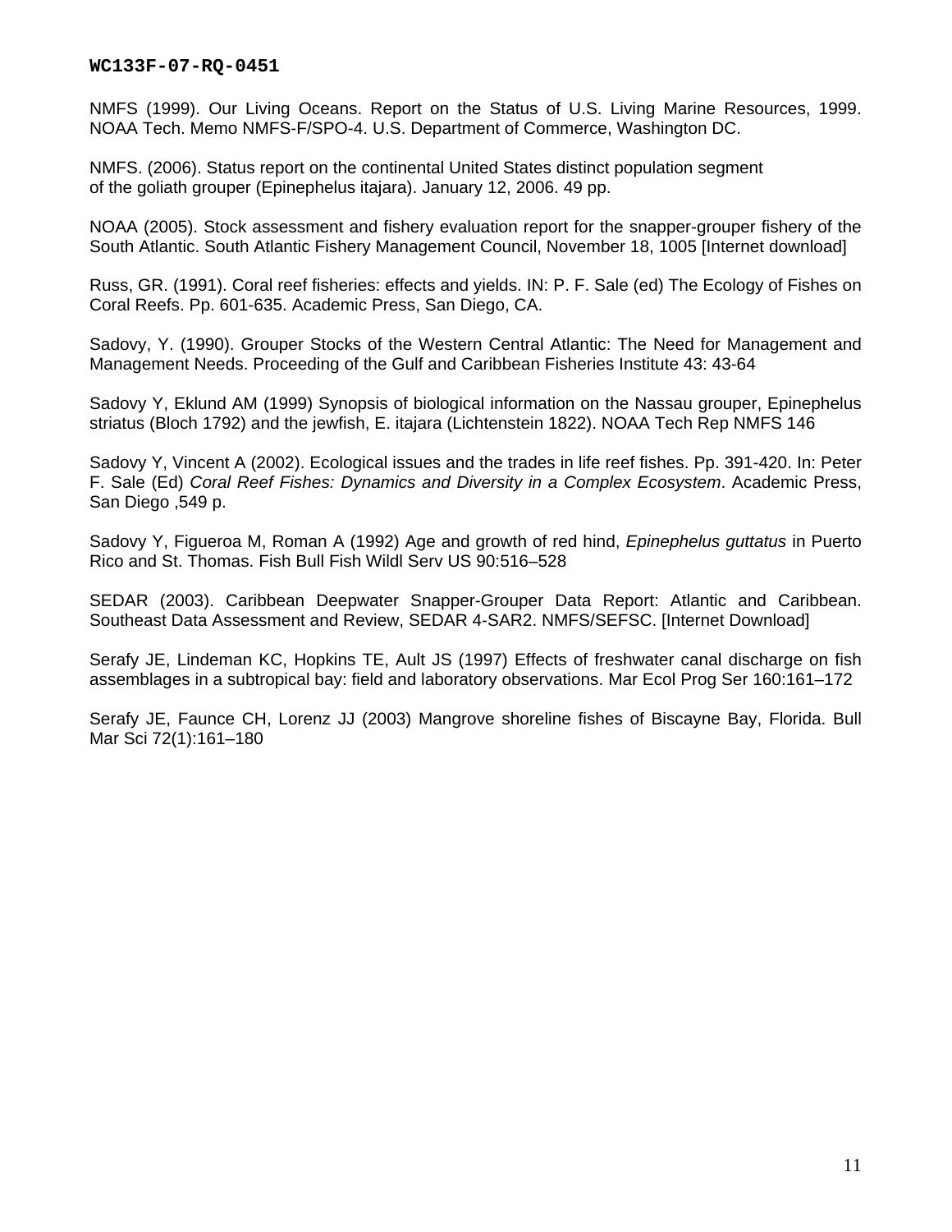NMFS (1999). Our Living Oceans. Report on the Status of U.S. Living Marine Resources, 1999. NOAA Tech. Memo NMFS-F/SPO-4. U.S. Department of Commerce, Washington DC.

NMFS. (2006). Status report on the continental United States distinct population segment of the goliath grouper (Epinephelus itajara). January 12, 2006. 49 pp.

NOAA (2005). Stock assessment and fishery evaluation report for the snapper-grouper fishery of the South Atlantic. South Atlantic Fishery Management Council, November 18, 1005 [Internet download]

Russ, GR. (1991). Coral reef fisheries: effects and yields. IN: P. F. Sale (ed) The Ecology of Fishes on Coral Reefs. Pp. 601-635. Academic Press, San Diego, CA.

Sadovy, Y. (1990). Grouper Stocks of the Western Central Atlantic: The Need for Management and Management Needs. Proceeding of the Gulf and Caribbean Fisheries Institute 43: 43-64

Sadovy Y, Eklund AM (1999) Synopsis of biological information on the Nassau grouper, Epinephelus striatus (Bloch 1792) and the jewfish, E. itajara (Lichtenstein 1822). NOAA Tech Rep NMFS 146

Sadovy Y, Vincent A (2002). Ecological issues and the trades in life reef fishes. Pp. 391-420. In: Peter F. Sale (Ed) *Coral Reef Fishes: Dynamics and Diversity in a Complex Ecosystem*. Academic Press, San Diego ,549 p.

Sadovy Y, Figueroa M, Roman A (1992) Age and growth of red hind, *Epinephelus guttatus* in Puerto Rico and St. Thomas. Fish Bull Fish Wildl Serv US 90:516–528

SEDAR (2003). Caribbean Deepwater Snapper-Grouper Data Report: Atlantic and Caribbean. Southeast Data Assessment and Review, SEDAR 4-SAR2. NMFS/SEFSC. [Internet Download]

Serafy JE, Lindeman KC, Hopkins TE, Ault JS (1997) Effects of freshwater canal discharge on fish assemblages in a subtropical bay: field and laboratory observations. Mar Ecol Prog Ser 160:161–172

Serafy JE, Faunce CH, Lorenz JJ (2003) Mangrove shoreline fishes of Biscayne Bay, Florida. Bull Mar Sci 72(1):161–180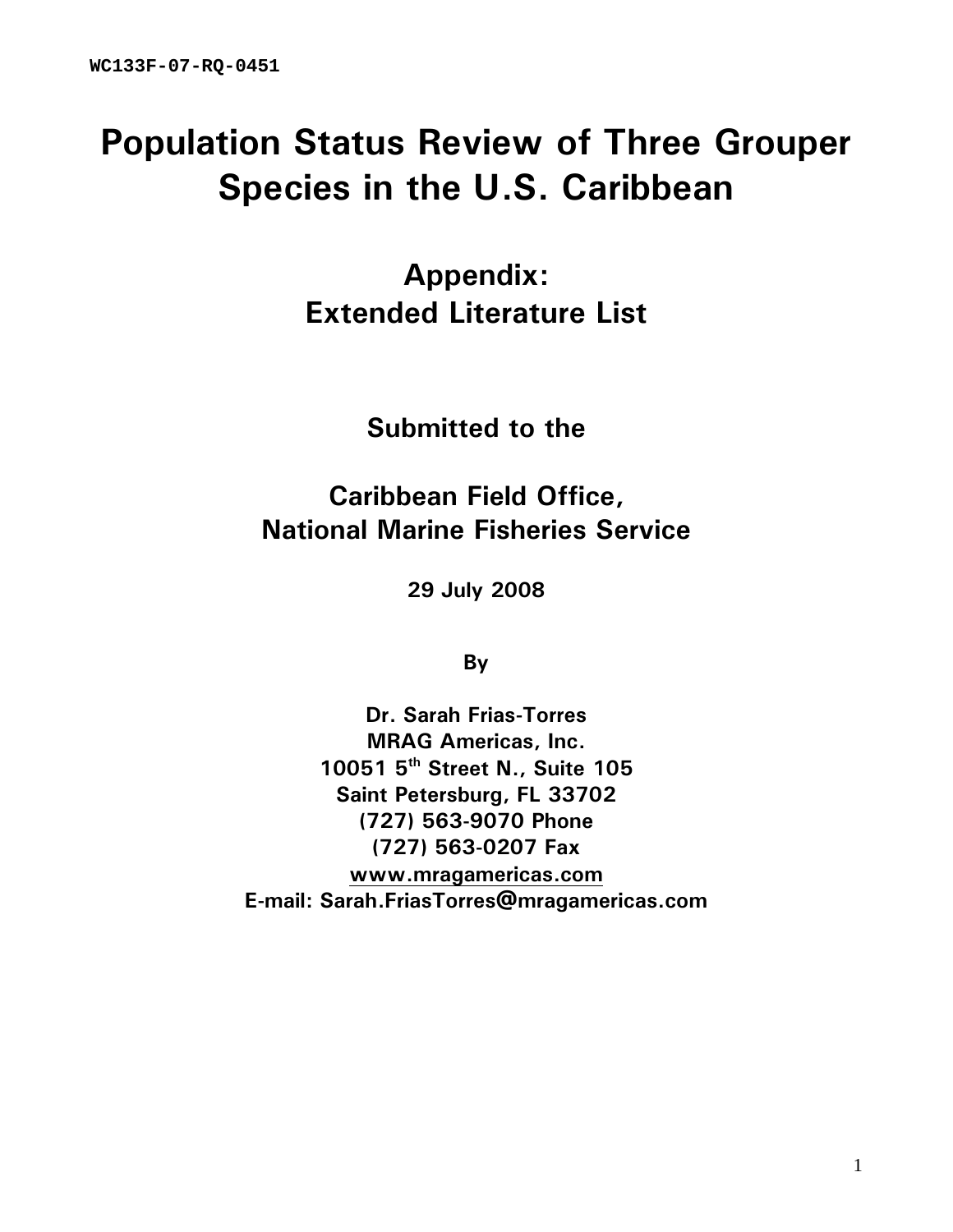WC133F-07-RQ-0451

# Population Status Review of Three Grouper Species in the U.S. Caribbean

## Appendix: Extended Literature List

**Submitted to the**

**Caribbean Field Office, National Marine Fisheries Service**

**29 July 2008**

**By**

**Dr. Sarah Frias-Torres**
**MRAG Americas, Inc.**
**10051 5th Street N., Suite 105**
**Saint Petersburg, FL 33702**
**(727) 563-9070 Phone**
**(727) 563-0207 Fax**
**www.mragamericas.com**
**E-mail: Sarah.FriasTorres@mragamericas.com**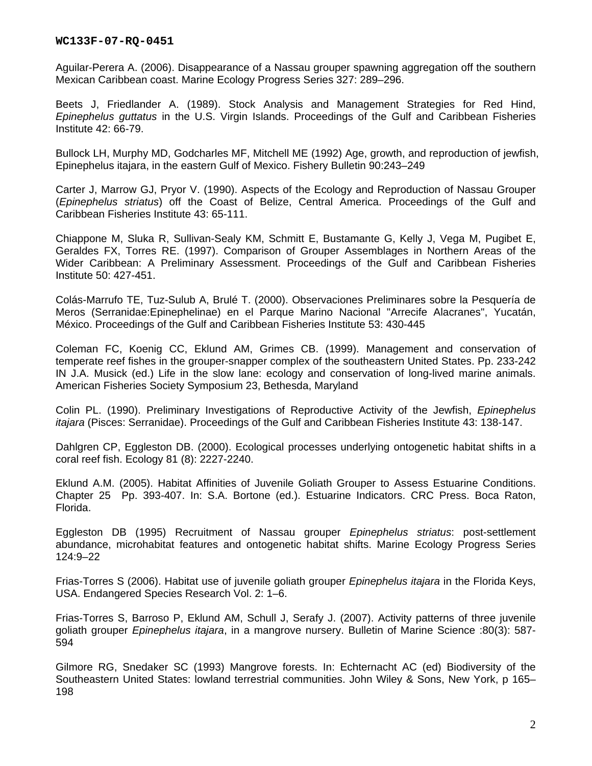Aguilar-Perera A. (2006). Disappearance of a Nassau grouper spawning aggregation off the southern Mexican Caribbean coast. Marine Ecology Progress Series 327: 289–296.

Beets J, Friedlander A. (1989). Stock Analysis and Management Strategies for Red Hind, *Epinephelus guttatus* in the U.S. Virgin Islands. Proceedings of the Gulf and Caribbean Fisheries Institute 42: 66-79.

Bullock LH, Murphy MD, Godcharles MF, Mitchell ME (1992) Age, growth, and reproduction of jewfish, Epinephelus itajara, in the eastern Gulf of Mexico. Fishery Bulletin 90:243–249

Carter J, Marrow GJ, Pryor V. (1990). Aspects of the Ecology and Reproduction of Nassau Grouper (*Epinephelus striatus*) off the Coast of Belize, Central America. Proceedings of the Gulf and Caribbean Fisheries Institute 43: 65-111.

Chiappone M, Sluka R, Sullivan-Sealy KM, Schmitt E, Bustamante G, Kelly J, Vega M, Pugibet E, Geraldes FX, Torres RE. (1997). Comparison of Grouper Assemblages in Northern Areas of the Wider Caribbean: A Preliminary Assessment. Proceedings of the Gulf and Caribbean Fisheries Institute 50: 427-451.

Colás-Marrufo TE, Tuz-Sulub A, Brulé T. (2000). Observaciones Preliminares sobre la Pesquería de Meros (Serranidae:Epinephelinae) en el Parque Marino Nacional "Arrecife Alacranes", Yucatán, México. Proceedings of the Gulf and Caribbean Fisheries Institute 53: 430-445

Coleman FC, Koenig CC, Eklund AM, Grimes CB. (1999). Management and conservation of temperate reef fishes in the grouper-snapper complex of the southeastern United States. Pp. 233-242 IN J.A. Musick (ed.) Life in the slow lane: ecology and conservation of long-lived marine animals. American Fisheries Society Symposium 23, Bethesda, Maryland

Colin PL. (1990). Preliminary Investigations of Reproductive Activity of the Jewfish, *Epinephelus itajara* (Pisces: Serranidae). Proceedings of the Gulf and Caribbean Fisheries Institute 43: 138-147.

Dahlgren CP, Eggleston DB. (2000). Ecological processes underlying ontogenetic habitat shifts in a coral reef fish. Ecology 81 (8): 2227-2240.

Eklund A.M. (2005). Habitat Affinities of Juvenile Goliath Grouper to Assess Estuarine Conditions. Chapter 25 Pp. 393-407. In: S.A. Bortone (ed.). Estuarine Indicators. CRC Press. Boca Raton, Florida.

Eggleston DB (1995) Recruitment of Nassau grouper *Epinephelus striatus*: post-settlement abundance, microhabitat features and ontogenetic habitat shifts. Marine Ecology Progress Series 124:9–22

Frias-Torres S (2006). Habitat use of juvenile goliath grouper *Epinephelus itajara* in the Florida Keys, USA. Endangered Species Research Vol. 2: 1–6.

Frias-Torres S, Barroso P, Eklund AM, Schull J, Serafy J. (2007). Activity patterns of three juvenile goliath grouper *Epinephelus itajara*, in a mangrove nursery. Bulletin of Marine Science :80(3): 587-594

Gilmore RG, Snedaker SC (1993) Mangrove forests. In: Echternacht AC (ed) Biodiversity of the Southeastern United States: lowland terrestrial communities. John Wiley & Sons, New York, p 165–198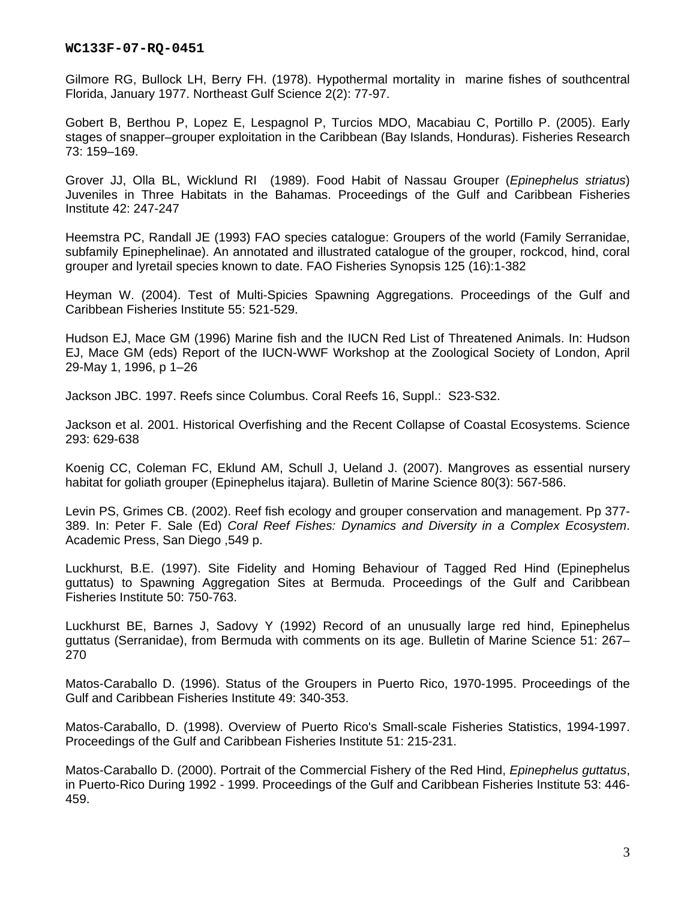Gilmore RG, Bullock LH, Berry FH. (1978). Hypothermal mortality in marine fishes of southcentral Florida, January 1977. Northeast Gulf Science 2(2): 77-97.

Gobert B, Berthou P, Lopez E, Lespagnol P, Turcios MDO, Macabiau C, Portillo P. (2005). Early stages of snapper–grouper exploitation in the Caribbean (Bay Islands, Honduras). Fisheries Research 73: 159–169.

Grover JJ, Olla BL, Wicklund RI (1989). Food Habit of Nassau Grouper (*Epinephelus striatus*) Juveniles in Three Habitats in the Bahamas. Proceedings of the Gulf and Caribbean Fisheries Institute 42: 247-247

Heemstra PC, Randall JE (1993) FAO species catalogue: Groupers of the world (Family Serranidae, subfamily Epinephelinae). An annotated and illustrated catalogue of the grouper, rockcod, hind, coral grouper and lyretail species known to date. FAO Fisheries Synopsis 125 (16):1-382

Heyman W. (2004). Test of Multi-Spicies Spawning Aggregations. Proceedings of the Gulf and Caribbean Fisheries Institute 55: 521-529.

Hudson EJ, Mace GM (1996) Marine fish and the IUCN Red List of Threatened Animals. In: Hudson EJ, Mace GM (eds) Report of the IUCN-WWF Workshop at the Zoological Society of London, April 29-May 1, 1996, p 1–26

Jackson JBC. 1997. Reefs since Columbus. Coral Reefs 16, Suppl.: S23-S32.

Jackson et al. 2001. Historical Overfishing and the Recent Collapse of Coastal Ecosystems. Science 293: 629-638

Koenig CC, Coleman FC, Eklund AM, Schull J, Ueland J. (2007). Mangroves as essential nursery habitat for goliath grouper (Epinephelus itajara). Bulletin of Marine Science 80(3): 567-586.

Levin PS, Grimes CB. (2002). Reef fish ecology and grouper conservation and management. Pp 377-389. In: Peter F. Sale (Ed) *Coral Reef Fishes: Dynamics and Diversity in a Complex Ecosystem*. Academic Press, San Diego ,549 p.

Luckhurst, B.E. (1997). Site Fidelity and Homing Behaviour of Tagged Red Hind (Epinephelus guttatus) to Spawning Aggregation Sites at Bermuda. Proceedings of the Gulf and Caribbean Fisheries Institute 50: 750-763.

Luckhurst BE, Barnes J, Sadovy Y (1992) Record of an unusually large red hind, Epinephelus guttatus (Serranidae), from Bermuda with comments on its age. Bulletin of Marine Science 51: 267–270

Matos-Caraballo D. (1996). Status of the Groupers in Puerto Rico, 1970-1995. Proceedings of the Gulf and Caribbean Fisheries Institute 49: 340-353.

Matos-Caraballo, D. (1998). Overview of Puerto Rico's Small-scale Fisheries Statistics, 1994-1997. Proceedings of the Gulf and Caribbean Fisheries Institute 51: 215-231.

Matos-Caraballo D. (2000). Portrait of the Commercial Fishery of the Red Hind, *Epinephelus guttatus*, in Puerto-Rico During 1992 - 1999. Proceedings of the Gulf and Caribbean Fisheries Institute 53: 446-459.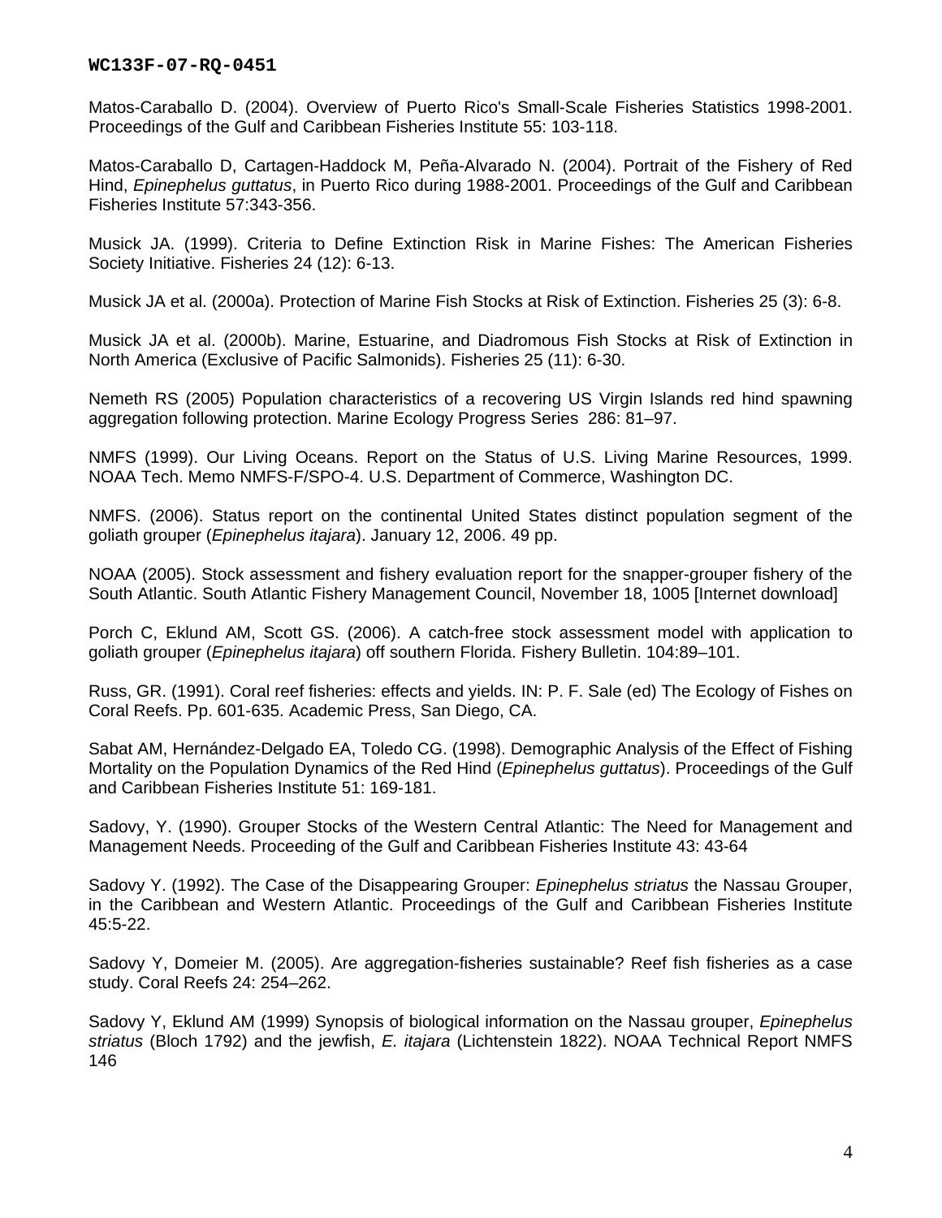Matos-Caraballo D. (2004). Overview of Puerto Rico's Small-Scale Fisheries Statistics 1998-2001. Proceedings of the Gulf and Caribbean Fisheries Institute 55: 103-118.

Matos-Caraballo D, Cartagen-Haddock M, Peña-Alvarado N. (2004). Portrait of the Fishery of Red Hind, *Epinephelus guttatus*, in Puerto Rico during 1988-2001. Proceedings of the Gulf and Caribbean Fisheries Institute 57:343-356.

Musick JA. (1999). Criteria to Define Extinction Risk in Marine Fishes: The American Fisheries Society Initiative. Fisheries 24 (12): 6-13.

Musick JA et al. (2000a). Protection of Marine Fish Stocks at Risk of Extinction. Fisheries 25 (3): 6-8.

Musick JA et al. (2000b). Marine, Estuarine, and Diadromous Fish Stocks at Risk of Extinction in North America (Exclusive of Pacific Salmonids). Fisheries 25 (11): 6-30.

Nemeth RS (2005) Population characteristics of a recovering US Virgin Islands red hind spawning aggregation following protection. Marine Ecology Progress Series 286: 81–97.

NMFS (1999). Our Living Oceans. Report on the Status of U.S. Living Marine Resources, 1999. NOAA Tech. Memo NMFS-F/SPO-4. U.S. Department of Commerce, Washington DC.

NMFS. (2006). Status report on the continental United States distinct population segment of the goliath grouper (*Epinephelus itajara*). January 12, 2006. 49 pp.

NOAA (2005). Stock assessment and fishery evaluation report for the snapper-grouper fishery of the South Atlantic. South Atlantic Fishery Management Council, November 18, 1005 [Internet download]

Porch C, Eklund AM, Scott GS. (2006). A catch-free stock assessment model with application to goliath grouper (*Epinephelus itajara*) off southern Florida. Fishery Bulletin. 104:89–101.

Russ, GR. (1991). Coral reef fisheries: effects and yields. IN: P. F. Sale (ed) The Ecology of Fishes on Coral Reefs. Pp. 601-635. Academic Press, San Diego, CA.

Sabat AM, Hernández-Delgado EA, Toledo CG. (1998). Demographic Analysis of the Effect of Fishing Mortality on the Population Dynamics of the Red Hind (*Epinephelus guttatus*). Proceedings of the Gulf and Caribbean Fisheries Institute 51: 169-181.

Sadovy, Y. (1990). Grouper Stocks of the Western Central Atlantic: The Need for Management and Management Needs. Proceeding of the Gulf and Caribbean Fisheries Institute 43: 43-64

Sadovy Y. (1992). The Case of the Disappearing Grouper: *Epinephelus striatus* the Nassau Grouper, in the Caribbean and Western Atlantic. Proceedings of the Gulf and Caribbean Fisheries Institute 45:5-22.

Sadovy Y, Domeier M. (2005). Are aggregation-fisheries sustainable? Reef fish fisheries as a case study. Coral Reefs 24: 254–262.

Sadovy Y, Eklund AM (1999) Synopsis of biological information on the Nassau grouper, *Epinephelus striatus* (Bloch 1792) and the jewfish, *E. itajara* (Lichtenstein 1822). NOAA Technical Report NMFS 146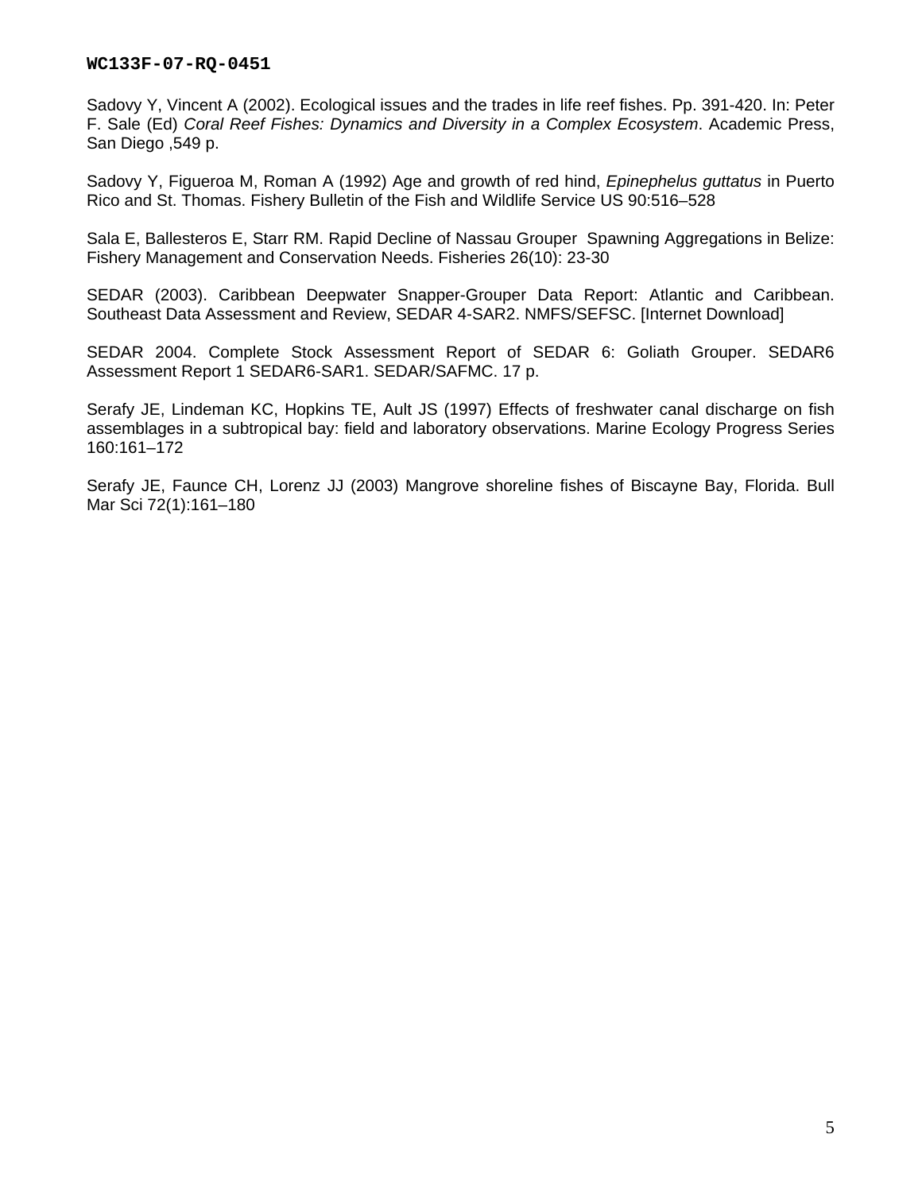Sadovy Y, Vincent A (2002). Ecological issues and the trades in life reef fishes. Pp. 391-420. In: Peter F. Sale (Ed) *Coral Reef Fishes: Dynamics and Diversity in a Complex Ecosystem*. Academic Press, San Diego ,549 p.

Sadovy Y, Figueroa M, Roman A (1992) Age and growth of red hind, *Epinephelus guttatus* in Puerto Rico and St. Thomas. Fishery Bulletin of the Fish and Wildlife Service US 90:516–528

Sala E, Ballesteros E, Starr RM. Rapid Decline of Nassau Grouper Spawning Aggregations in Belize: Fishery Management and Conservation Needs. Fisheries 26(10): 23-30

SEDAR (2003). Caribbean Deepwater Snapper-Grouper Data Report: Atlantic and Caribbean. Southeast Data Assessment and Review, SEDAR 4-SAR2. NMFS/SEFSC. [Internet Download]

SEDAR 2004. Complete Stock Assessment Report of SEDAR 6: Goliath Grouper. SEDAR6 Assessment Report 1 SEDAR6-SAR1. SEDAR/SAFMC. 17 p.

Serafy JE, Lindeman KC, Hopkins TE, Ault JS (1997) Effects of freshwater canal discharge on fish assemblages in a subtropical bay: field and laboratory observations. Marine Ecology Progress Series 160:161–172

Serafy JE, Faunce CH, Lorenz JJ (2003) Mangrove shoreline fishes of Biscayne Bay, Florida. Bull Mar Sci 72(1):161–180